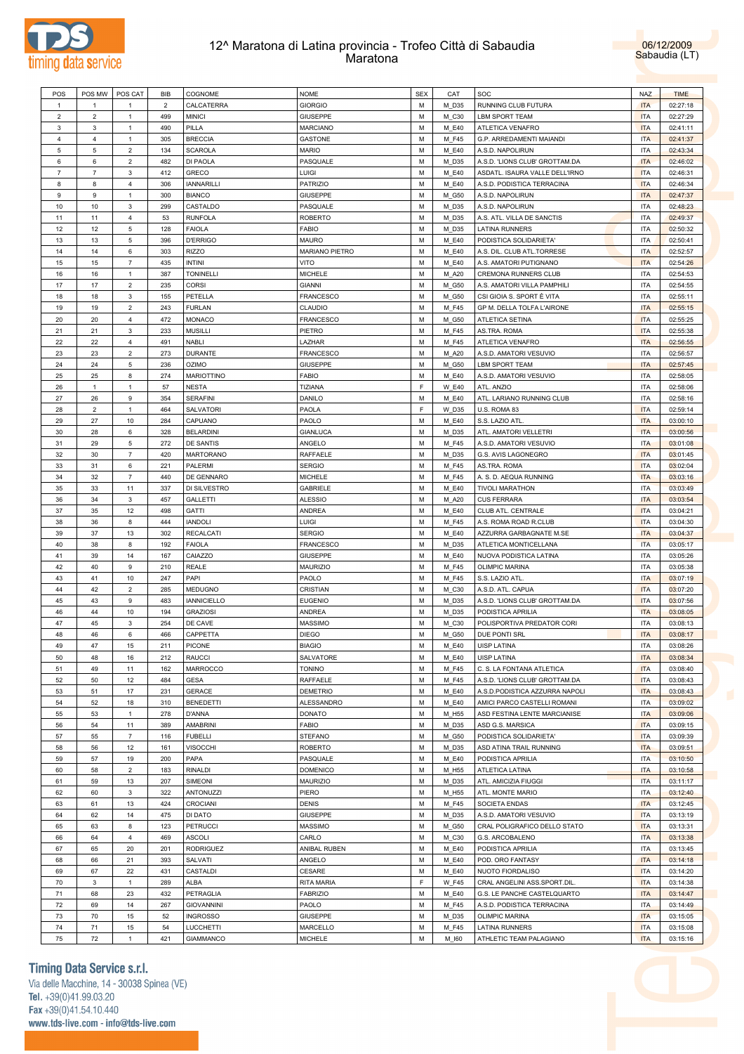# 12^ Maratona di Latina provincia - Trofeo Città di Sabaudia
## Maratona

06/12/2009
Sabaudia (LT)

| POS | POS MW | POS CAT | BIB | COGNOME | NOME | SEX | CAT | SOC | NAZ | TIME |
|---|---|---|---|---|---|---|---|---|---|---|
| 1 | 1 | 1 | 2 | CALCATERRA | GIORGIO | M | M_D35 | RUNNING CLUB FUTURA | ITA | 02:27:18 |
| 2 | 2 | 1 | 499 | MINICI | GIUSEPPE | M | M_C30 | LBM SPORT TEAM | ITA | 02:27:29 |
| 3 | 3 | 1 | 490 | PILLA | MARCIANO | M | M_E40 | ATLETICA VENAFRO | ITA | 02:41:11 |
| 4 | 4 | 1 | 305 | BRECCIA | GASTONE | M | M_F45 | G.P. ARREDAMENTI MAIANDI | ITA | 02:41:37 |
| 5 | 5 | 2 | 134 | SCAROLA | MARIO | M | M_E40 | A.S.D. NAPOLIRUN | ITA | 02:43:34 |
| 6 | 6 | 2 | 482 | DI PAOLA | PASQUALE | M | M_D35 | A.S.D. 'LIONS CLUB' GROTTAM.DA | ITA | 02:46:02 |
| 7 | 7 | 3 | 412 | GRECO | LUIGI | M | M_E40 | ASDATL. ISAURA VALLE DELL'IRNO | ITA | 02:46:31 |
| 8 | 8 | 4 | 306 | IANNARILLI | PATRIZIO | M | M_E40 | A.S.D. PODISTICA TERRACINA | ITA | 02:46:34 |
| 9 | 9 | 1 | 300 | BIANCO | GIUSEPPE | M | M_G50 | A.S.D. NAPOLIRUN | ITA | 02:47:37 |
| 10 | 10 | 3 | 299 | CASTALDO | PASQUALE | M | M_D35 | A.S.D. NAPOLIRUN | ITA | 02:48:23 |
| 11 | 11 | 4 | 53 | RUNFOLA | ROBERTO | M | M_D35 | A.S. ATL. VILLA DE SANCTIS | ITA | 02:49:37 |
| 12 | 12 | 5 | 128 | FAIOLA | FABIO | M | M_D35 | LATINA RUNNERS | ITA | 02:50:32 |
| 13 | 13 | 5 | 396 | D'ERRIGO | MAURO | M | M_E40 | PODISTICA SOLIDARIETA' | ITA | 02:50:41 |
| 14 | 14 | 6 | 303 | RIZZO | MARIANO PIETRO | M | M_E40 | A.S. DIL. CLUB ATL.TORRESE | ITA | 02:52:57 |
| 15 | 15 | 7 | 435 | INTINI | VITO | M | M_E40 | A.S. AMATORI PUTIGNANO | ITA | 02:54:26 |
| 16 | 16 | 1 | 387 | TONINELLI | MICHELE | M | M_A20 | CREMONA RUNNERS CLUB | ITA | 02:54:53 |
| 17 | 17 | 2 | 235 | CORSI | GIANNI | M | M_G50 | A.S. AMATORI VILLA PAMPHILI | ITA | 02:54:55 |
| 18 | 18 | 3 | 155 | PETELLA | FRANCESCO | M | M_G50 | CSI GIOIA S. SPORT È VITA | ITA | 02:55:11 |
| 19 | 19 | 2 | 243 | FURLAN | CLAUDIO | M | M_F45 | GP M. DELLA TOLFA L'AIRONE | ITA | 02:55:15 |
| 20 | 20 | 4 | 472 | MONACO | FRANCESCO | M | M_G50 | ATLETICA SETINA | ITA | 02:55:25 |
| 21 | 21 | 3 | 233 | MUSILLI | PIETRO | M | M_F45 | AS.TRA. ROMA | ITA | 02:55:38 |
| 22 | 22 | 4 | 491 | NABLI | LAZHAR | M | M_F45 | ATLETICA VENAFRO | ITA | 02:56:55 |
| 23 | 23 | 2 | 273 | DURANTE | FRANCESCO | M | M_A20 | A.S.D. AMATORI VESUVIO | ITA | 02:56:57 |
| 24 | 24 | 5 | 236 | OZIMO | GIUSEPPE | M | M_G50 | LBM SPORT TEAM | ITA | 02:57:45 |
| 25 | 25 | 8 | 274 | MARIOTTINO | FABIO | M | M_E40 | A.S.D. AMATORI VESUVIO | ITA | 02:58:05 |
| 26 | 1 | 1 | 57 | NESTA | TIZIANA | F | W_E40 | ATL. ANZIO | ITA | 02:58:06 |
| 27 | 26 | 9 | 354 | SERAFINI | DANILO | M | M_E40 | ATL. LARIANO RUNNING CLUB | ITA | 02:58:16 |
| 28 | 2 | 1 | 464 | SALVATORI | PAOLA | F | W_D35 | U.S. ROMA 83 | ITA | 02:59:14 |
| 29 | 27 | 10 | 284 | CAPUANO | PAOLO | M | M_E40 | S.S. LAZIO ATL. | ITA | 03:00:10 |
| 30 | 28 | 6 | 328 | BELARDINI | GIANLUCA | M | M_D35 | ATL. AMATORI VELLETRI | ITA | 03:00:56 |
| 31 | 29 | 5 | 272 | DE SANTIS | ANGELO | M | M_F45 | A.S.D. AMATORI VESUVIO | ITA | 03:01:08 |
| 32 | 30 | 7 | 420 | MARTORANO | RAFFAELE | M | M_D35 | G.S. AVIS LAGONEGRO | ITA | 03:01:45 |
| 33 | 31 | 6 | 221 | PALERMI | SERGIO | M | M_F45 | AS.TRA. ROMA | ITA | 03:02:04 |
| 34 | 32 | 7 | 440 | DE GENNARO | MICHELE | M | M_F45 | A. S. D. AEQUA RUNNING | ITA | 03:03:16 |
| 35 | 33 | 11 | 337 | DI SILVESTRO | GABRIELE | M | M_E40 | TIVOLI MARATHON | ITA | 03:03:49 |
| 36 | 34 | 3 | 457 | GALLETTI | ALESSIO | M | M_A20 | CUS FERRARA | ITA | 03:03:54 |
| 37 | 35 | 12 | 498 | GATTI | ANDREA | M | M_E40 | CLUB ATL. CENTRALE | ITA | 03:04:21 |
| 38 | 36 | 8 | 444 | IANDOLI | LUIGI | M | M_F45 | A.S. ROMA ROAD R.CLUB | ITA | 03:04:30 |
| 39 | 37 | 13 | 302 | RECALCATI | SERGIO | M | M_E40 | AZZURRA GARBAGNATE M.SE | ITA | 03:04:37 |
| 40 | 38 | 8 | 192 | FAIOLA | FRANCESCO | M | M_D35 | ATLETICA MONTICELLANA | ITA | 03:05:17 |
| 41 | 39 | 14 | 167 | CAIAZZO | GIUSEPPE | M | M_E40 | NUOVA PODISTICA LATINA | ITA | 03:05:26 |
| 42 | 40 | 9 | 210 | REALE | MAURIZIO | M | M_F45 | OLIMPIC MARINA | ITA | 03:05:38 |
| 43 | 41 | 10 | 247 | PAPI | PAOLO | M | M_F45 | S.S. LAZIO ATL. | ITA | 03:07:19 |
| 44 | 42 | 2 | 285 | MEDUGNO | CRISTIAN | M | M_C30 | A.S.D. ATL. CAPUA | ITA | 03:07:20 |
| 45 | 43 | 9 | 483 | IANNICIELLO | EUGENIO | M | M_D35 | A.S.D. 'LIONS CLUB' GROTTAM.DA | ITA | 03:07:56 |
| 46 | 44 | 10 | 194 | GRAZIOSI | ANDREA | M | M_D35 | PODISTICA APRILIA | ITA | 03:08:05 |
| 47 | 45 | 3 | 254 | DE CAVE | MASSIMO | M | M_C30 | POLISPORTIVA PREDATOR CORI | ITA | 03:08:13 |
| 48 | 46 | 6 | 466 | CAPPETTA | DIEGO | M | M_G50 | DUE PONTI SRL | ITA | 03:08:17 |
| 49 | 47 | 15 | 211 | PICONE | BIAGIO | M | M_E40 | UISP LATINA | ITA | 03:08:26 |
| 50 | 48 | 16 | 212 | RAUCCI | SALVATORE | M | M_E40 | UISP LATINA | ITA | 03:08:34 |
| 51 | 49 | 11 | 162 | MARROCCO | TONINO | M | M_F45 | C. S. LA FONTANA ATLETICA | ITA | 03:08:40 |
| 52 | 50 | 12 | 484 | GESA | RAFFAELE | M | M_F45 | A.S.D. 'LIONS CLUB' GROTTAM.DA | ITA | 03:08:43 |
| 53 | 51 | 17 | 231 | GERACE | DEMETRIO | M | M_E40 | A.S.D.PODISTICA AZZURRA NAPOLI | ITA | 03:08:43 |
| 54 | 52 | 18 | 310 | BENEDETTI | ALESSANDRO | M | M_E40 | AMICI PARCO CASTELLI ROMANI | ITA | 03:09:02 |
| 55 | 53 | 1 | 278 | D'ANNA | DONATO | M | M_H55 | ASD FESTINA LENTE MARCIANISE | ITA | 03:09:06 |
| 56 | 54 | 11 | 389 | AMABRINI | FABIO | M | M_D35 | ASD G.S. MARSICA | ITA | 03:09:15 |
| 57 | 55 | 7 | 116 | FUBELLI | STEFANO | M | M_G50 | PODISTICA SOLIDARIETA' | ITA | 03:09:39 |
| 58 | 56 | 12 | 161 | VISOCCHI | ROBERTO | M | M_D35 | ASD ATINA TRAIL RUNNING | ITA | 03:09:51 |
| 59 | 57 | 19 | 200 | PAPA | PASQUALE | M | M_E40 | PODISTICA APRILIA | ITA | 03:10:50 |
| 60 | 58 | 2 | 183 | RINALDI | DOMENICO | M | M_H55 | ATLETICA LATINA | ITA | 03:10:58 |
| 61 | 59 | 13 | 207 | SIMEONI | MAURIZIO | M | M_D35 | ATL. AMICIZIA FIUGGI | ITA | 03:11:17 |
| 62 | 60 | 3 | 322 | ANTONUZZI | PIERO | M | M_H55 | ATL. MONTE MARIO | ITA | 03:12:40 |
| 63 | 61 | 13 | 424 | CROCIANI | DENIS | M | M_F45 | SOCIETA ENDAS | ITA | 03:12:45 |
| 64 | 62 | 14 | 475 | DI DATO | GIUSEPPE | M | M_D35 | A.S.D. AMATORI VESUVIO | ITA | 03:13:19 |
| 65 | 63 | 8 | 123 | PETRUCCI | MASSIMO | M | M_G50 | CRAL POLIGRAFICO DELLO STATO | ITA | 03:13:31 |
| 66 | 64 | 4 | 469 | ASCOLI | CARLO | M | M_C30 | G.S. ARCOBALENO | ITA | 03:13:38 |
| 67 | 65 | 20 | 201 | RODRIGUEZ | ANIBAL RUBEN | M | M_E40 | PODISTICA APRILIA | ITA | 03:13:45 |
| 68 | 66 | 21 | 393 | SALVATI | ANGELO | M | M_E40 | POD. ORO FANTASY | ITA | 03:14:18 |
| 69 | 67 | 22 | 431 | CASTALDI | CESARE | M | M_E40 | NUOTO FIORDALISO | ITA | 03:14:20 |
| 70 | 3 | 1 | 289 | ALBA | RITA MARIA | F | W_F45 | CRAL ANGELINI ASS.SPORT.DIL. | ITA | 03:14:38 |
| 71 | 68 | 23 | 432 | PETRAGLIA | FABRIZIO | M | M_E40 | G.S. LE PANCHE CASTELQUARTO | ITA | 03:14:47 |
| 72 | 69 | 14 | 267 | GIOVANNINI | PAOLO | M | M_F45 | A.S.D. PODISTICA TERRACINA | ITA | 03:14:49 |
| 73 | 70 | 15 | 52 | INGROSSO | GIUSEPPE | M | M_D35 | OLIMPIC MARINA | ITA | 03:15:05 |
| 74 | 71 | 15 | 54 | LUCCHETTI | MARCELLO | M | M_F45 | LATINA RUNNERS | ITA | 03:15:08 |
| 75 | 72 | 1 | 421 | GIAMMANCO | MICHELE | M | M_I60 | ATHLETIC TEAM PALAGIANO | ITA | 03:15:16 |

**Timing Data Service s.r.l.**
Via delle Macchine, 14 - 30038 Spinea (VE)
Tel. +39(0)41.99.03.20
Fax +39(0)41.54.10.440
www.tds-live.com - info@tds-live.com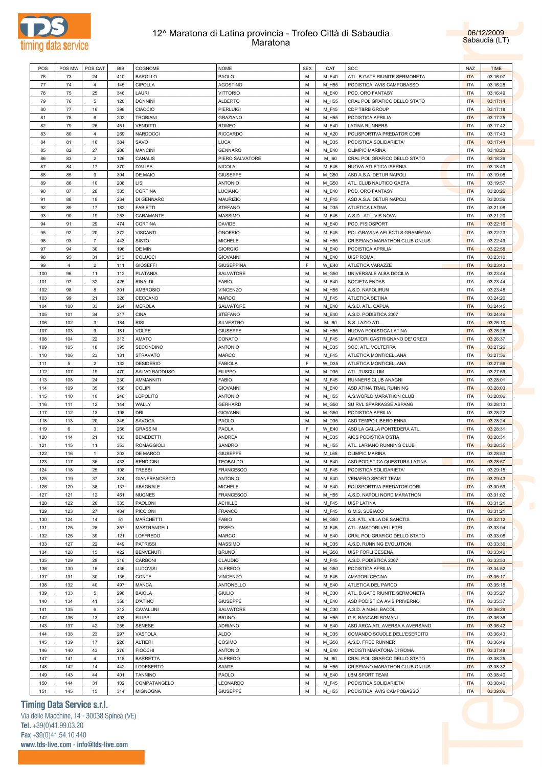# 12^ Maratona di Latina provincia - Trofeo Città di Sabaudia
## Maratona

06/12/2009
Sabaudia (LT)

| POS | POS MW | POS CAT | BIB | COGNOME | NOME | SEX | CAT | SOC | NAZ | TIME |
|---|---|---|---|---|---|---|---|---|---|---|
| 76 | 73 | 24 | 410 | BAROLLO | PAOLO | M | M_E40 | ATL. B.GATE RIUNITE SERMONETA | ITA | 03:16:07 |
| 77 | 74 | 4 | 145 | CIPOLLA | AGOSTINO | M | M_H55 | PODISTICA AVIS CAMPOBASSO | ITA | 03:16:28 |
| 78 | 75 | 25 | 346 | LAURI | VITTORIO | M | M_E40 | POD. ORO FANTASY | ITA | 03:16:49 |
| 79 | 76 | 5 | 120 | DONNINI | ALBERTO | M | M_H55 | CRAL POLIGRAFICO DELLO STATO | ITA | 03:17:14 |
| 80 | 77 | 16 | 398 | CIACCIO | PIERLUIGI | M | M_F45 | CDP T&RB GROUP | ITA | 03:17:18 |
| 81 | 78 | 6 | 202 | TROBIANI | GRAZIANO | M | M_H55 | PODISTICA APRILIA | ITA | 03:17:25 |
| 82 | 79 | 26 | 451 | VENDITTI | ROMEO | M | M_E40 | LATINA RUNNERS | ITA | 03:17:42 |
| 83 | 80 | 4 | 269 | NARDOCCI | RICCARDO | M | M_A20 | POLISPORTIVA PREDATOR CORI | ITA | 03:17:43 |
| 84 | 81 | 16 | 384 | SAVO | LUCA | M | M_D35 | PODISTICA SOLIDARIETA' | ITA | 03:17:44 |
| 85 | 82 | 27 | 206 | MANCINI | GENNARO | M | M_E40 | OLIMPIC MARINA | ITA | 03:18:23 |
| 86 | 83 | 2 | 126 | CANALIS | PIERO SALVATORE | M | M_I60 | CRAL POLIGRAFICO DELLO STATO | ITA | 03:18:26 |
| 87 | 84 | 17 | 370 | D'ALISA | NICOLA | M | M_F45 | NUOVA ATLETICA ISERNIA | ITA | 03:18:49 |
| 88 | 85 | 9 | 394 | DE MAIO | GIUSEPPE | M | M_G50 | ASD A.S.A. DETUR NAPOLI | ITA | 03:19:08 |
| 89 | 86 | 10 | 208 | LISI | ANTONIO | M | M_G50 | ATL. CLUB NAUTICO GAETA | ITA | 03:19:57 |
| 90 | 87 | 28 | 385 | CORTINA | LUCIANO | M | M_E40 | POD. ORO FANTASY | ITA | 03:20:26 |
| 91 | 88 | 18 | 234 | DI GENNARO | MAURIZIO | M | M_F45 | ASD A.S.A. DETUR NAPOLI | ITA | 03:20:56 |
| 92 | 89 | 17 | 182 | FABIETTI | STEFANO | M | M_D35 | ATLETICA LATINA | ITA | 03:21:08 |
| 93 | 90 | 19 | 253 | CARAMANTE | MASSIMO | M | M_F45 | A.S.D. ATL. VIS NOVA | ITA | 03:21:20 |
| 94 | 91 | 29 | 474 | CORTINA | DAVIDE | M | M_E40 | POD. FISIOSPORT | ITA | 03:22:16 |
| 95 | 92 | 20 | 372 | VISCANTI | ONOFRIO | M | M_F45 | POL.GRAVINA AELECTI S.GRAMEGNA | ITA | 03:22:23 |
| 96 | 93 | 7 | 443 | SISTO | MICHELE | M | M_H55 | CRISPIANO MARATHON CLUB ONLUS | ITA | 03:22:49 |
| 97 | 94 | 30 | 196 | DE MIN | GIORGIO | M | M_E40 | PODISTICA APRILIA | ITA | 03:22:58 |
| 98 | 95 | 31 | 213 | COLUCCI | GIOVANNI | M | M_E40 | UISP ROMA | ITA | 03:23:10 |
| 99 | 4 | 2 | 111 | GIOSEFFI | GIUSEPPINA | F | W_E40 | ATLETICA VARAZZE | ITA | 03:23:43 |
| 100 | 96 | 11 | 112 | PLATANIA | SALVATORE | M | M_G50 | UNIVERSALE ALBA DOCILIA | ITA | 03:23:44 |
| 101 | 97 | 32 | 425 | RINALDI | FABIO | M | M_E40 | SOCIETA ENDAS | ITA | 03:23:44 |
| 102 | 98 | 8 | 301 | AMBROSIO | VINCENZO | M | M_H55 | A.S.D. NAPOLIRUN | ITA | 03:23:48 |
| 103 | 99 | 21 | 326 | CECCANO | MARCO | M | M_F45 | ATLETICA SETINA | ITA | 03:24:20 |
| 104 | 100 | 33 | 264 | MEROLA | SALVATORE | M | M_E40 | A.S.D. ATL. CAPUA | ITA | 03:24:45 |
| 105 | 101 | 34 | 317 | CINA | STEFANO | M | M_E40 | A.S.D. PODISTICA 2007 | ITA | 03:24:46 |
| 106 | 102 | 3 | 184 | RISI | SILVESTRO | M | M_I60 | S.S. LAZIO ATL. | ITA | 03:26:10 |
| 107 | 103 | 9 | 181 | VOLPE | GIUSEPPE | M | M_H55 | NUOVA PODISTICA LATINA | ITA | 03:26:28 |
| 108 | 104 | 22 | 313 | AMATO | DONATO | M | M_F45 | AMATORI CASTRIGNANO DE' GRECI | ITA | 03:26:37 |
| 109 | 105 | 18 | 395 | SECONDINO | ANTONIO | M | M_D35 | SOC. ATL. VOLTERRA | ITA | 03:27:26 |
| 110 | 106 | 23 | 131 | STRAVATO | MARCO | M | M_F45 | ATLETICA MONTICELLANA | ITA | 03:27:56 |
| 111 | 5 | 2 | 132 | DESIDERIO | FABIOLA | F | W_D35 | ATLETICA MONTICELLANA | ITA | 03:27:56 |
| 112 | 107 | 19 | 470 | SALVO RADDUSO | FILIPPO | M | M_D35 | ATL. TUSCULUM | ITA | 03:27:59 |
| 113 | 108 | 24 | 230 | AMMANNITI | FABIO | M | M_F45 | RUNNERS CLUB ANAGNI | ITA | 03:28:01 |
| 114 | 109 | 35 | 158 | COLIPI | GIOVANNI | M | M_E40 | ASD ATINA TRAIL RUNNING | ITA | 03:28:03 |
| 115 | 110 | 10 | 248 | LOPOLITO | ANTONIO | M | M_H55 | A.S.WORLD MARATHON CLUB | ITA | 03:28:06 |
| 116 | 111 | 12 | 144 | WALLY | GERHARD | M | M_G50 | SU RVL SPARKASSE ASPANG | ITA | 03:28:13 |
| 117 | 112 | 13 | 198 | DRI | GIOVANNI | M | M_G50 | PODISTICA APRILIA | ITA | 03:28:22 |
| 118 | 113 | 20 | 345 | SAVOCA | PAOLO | M | M_D35 | ASD TEMPO LIBERO ENNA | ITA | 03:28:24 |
| 119 | 6 | 3 | 256 | GRASSINI | PAOLA | F | W_E40 | ASD LA GALLA PONTEDERA ATL. | ITA | 03:28:31 |
| 120 | 114 | 21 | 133 | BENEDETTI | ANDREA | M | M_D35 | AICS PODISTICA OSTIA | ITA | 03:28:31 |
| 121 | 115 | 11 | 353 | ROMAGGIOLI | SANDRO | M | M_H55 | ATL. LARIANO RUNNING CLUB | ITA | 03:28:35 |
| 122 | 116 | 1 | 203 | DE MARCO | GIUSEPPE | M | M_L65 | OLIMPIC MARINA | ITA | 03:28:53 |
| 123 | 117 | 36 | 433 | RENDICINI | TEOBALDO | M | M_E40 | ASD PODISTICA QUESTURA LATINA | ITA | 03:28:57 |
| 124 | 118 | 25 | 108 | TREBBI | FRANCESCO | M | M_F45 | PODISTICA SOLIDARIETA' | ITA | 03:29:15 |
| 125 | 119 | 37 | 374 | GIANFRANCESCO | ANTONIO | M | M_E40 | VENAFRO SPORT TEAM | ITA | 03:29:43 |
| 126 | 120 | 38 | 137 | ABAGNALE | MICHELE | M | M_E40 | POLISPORTIVA PREDATOR CORI | ITA | 03:30:59 |
| 127 | 121 | 12 | 461 | NUGNES | FRANCESCO | M | M_H55 | A.S.D. NAPOLI NORD MARATHON | ITA | 03:31:02 |
| 128 | 122 | 26 | 335 | PAOLONI | ACHILLE | M | M_F45 | UISP LATINA | ITA | 03:31:21 |
| 129 | 123 | 27 | 434 | PICCIONI | FRANCO | M | M_F45 | G.M.S. SUBIACO | ITA | 03:31:21 |
| 130 | 124 | 14 | 51 | MARCHETTI | FABIO | M | M_G50 | A.S. ATL. VILLA DE SANCTIS | ITA | 03:32:12 |
| 131 | 125 | 28 | 357 | MASTRANGELI | TESEO | M | M_F45 | ATL. AMATORI VELLETRI | ITA | 03:33:04 |
| 132 | 126 | 39 | 121 | LOFFREDO | MARCO | M | M_E40 | CRAL POLIGRAFICO DELLO STATO | ITA | 03:33:08 |
| 133 | 127 | 22 | 449 | PATRISSI | MASSIMO | M | M_D35 | A.S.D. RUNNING EVOLUTION | ITA | 03:33:36 |
| 134 | 128 | 15 | 422 | BENVENUTI | BRUNO | M | M_G50 | UISP FORLI CESENA | ITA | 03:33:40 |
| 135 | 129 | 29 | 316 | CARBONI | CLAUDIO | M | M_F45 | A.S.D. PODISTICA 2007 | ITA | 03:33:53 |
| 136 | 130 | 16 | 436 | LUDOVISI | ALFREDO | M | M_G50 | PODISTICA APRILIA | ITA | 03:34:52 |
| 137 | 131 | 30 | 135 | CONTE | VINCENZO | M | M_F45 | AMATORI CECINA | ITA | 03:35:17 |
| 138 | 132 | 40 | 497 | MANCA | ANTONELLO | M | M_E40 | ATLETICA DEL PARCO | ITA | 03:35:18 |
| 139 | 133 | 5 | 298 | BAIOLA | GIULIO | M | M_C30 | ATL. B.GATE RIUNITE SERMONETA | ITA | 03:35:27 |
| 140 | 134 | 41 | 358 | D'ATINO | GIUSEPPE | M | M_E40 | ASD PODISTICA AVIS PRIVERNO | ITA | 03:35:37 |
| 141 | 135 | 6 | 312 | CAVALLINI | SALVATORE | M | M_C30 | A.S.D. A.N.M.I. BACOLI | ITA | 03:36:29 |
| 142 | 136 | 13 | 493 | FILIPPI | BRUNO | M | M_H55 | G.S. BANCARI ROMANI | ITA | 03:36:36 |
| 143 | 137 | 42 | 255 | SENESE | ADRIANO | M | M_E40 | ASD ARCA ATL.AVERSA A.AVERSANO | ITA | 03:36:42 |
| 144 | 138 | 23 | 297 | VASTOLA | ALDO | M | M_D35 | COMANDO SCUOLE DELL'ESERCITO | ITA | 03:36:43 |
| 145 | 139 | 17 | 226 | ALTIERI | COSIMO | M | M_G50 | A.S.D. FREE RUNNER | ITA | 03:36:49 |
| 146 | 140 | 43 | 276 | FIOCCHI | ANTONIO | M | M_E40 | PODISTI MARATONA DI ROMA | ITA | 03:37:48 |
| 147 | 141 | 4 | 118 | BARRETTA | ALFREDO | M | M_I60 | CRAL POLIGRAFICO DELLO STATO | ITA | 03:38:25 |
| 148 | 142 | 14 | 442 | LODESERTO | SANTE | M | M_H55 | CRISPIANO MARATHON CLUB ONLUS | ITA | 03:38:32 |
| 149 | 143 | 44 | 401 | TANNINO | PAOLO | M | M_E40 | LBM SPORT TEAM | ITA | 03:38:40 |
| 150 | 144 | 31 | 102 | COMPATANGELO | LEONARDO | M | M_F45 | PODISTICA SOLIDARIETA' | ITA | 03:38:40 |
| 151 | 145 | 15 | 314 | MIGNOGNA | GIUSEPPE | M | M_H55 | PODISTICA AVIS CAMPOBASSO | ITA | 03:39:06 |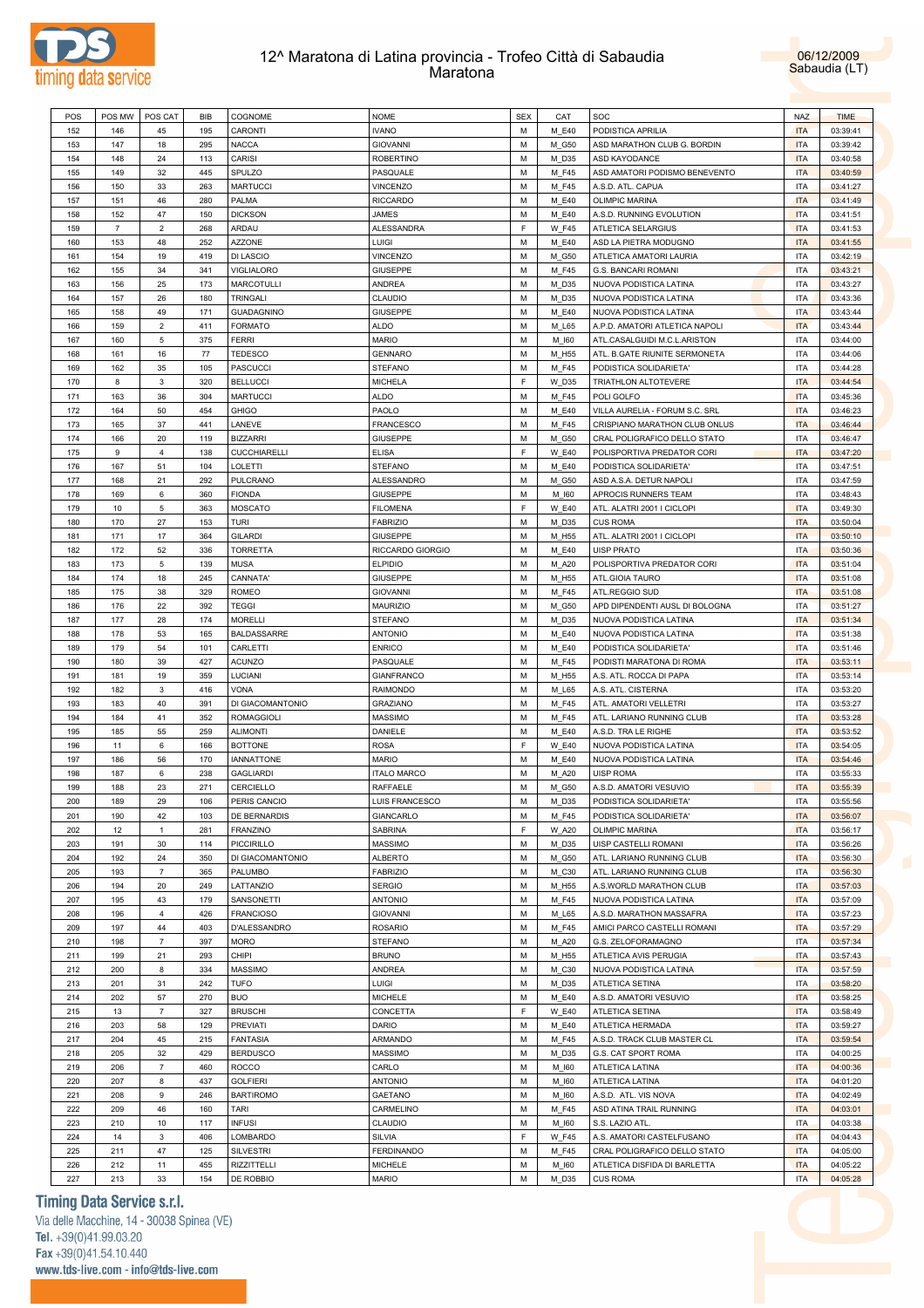# 12^ Maratona di Latina provincia - Trofeo Città di Sabaudia

## Maratona

06/12/2009
Sabaudia (LT)

| POS | POS MW | POS CAT | BIB | COGNOME | NOME | SEX | CAT | SOC | NAZ | TIME |
|---|---|---|---|---|---|---|---|---|---|---|
| 152 | 146 | 45 | 195 | CARONTI | IVANO | M | M_E40 | PODISTICA APRILIA | ITA | 03:39:41 |
| 153 | 147 | 18 | 295 | NACCA | GIOVANNI | M | M_G50 | ASD MARATHON CLUB G. BORDIN | ITA | 03:39:42 |
| 154 | 148 | 24 | 113 | CARISI | ROBERTINO | M | M_D35 | ASD KAYODANCE | ITA | 03:40:58 |
| 155 | 149 | 32 | 445 | SPULZO | PASQUALE | M | M_F45 | ASD AMATORI PODISMO BENEVENTO | ITA | 03:40:59 |
| 156 | 150 | 33 | 263 | MARTUCCI | VINCENZO | M | M_F45 | A.S.D. ATL. CAPUA | ITA | 03:41:27 |
| 157 | 151 | 46 | 280 | PALMA | RICCARDO | M | M_E40 | OLIMPIC MARINA | ITA | 03:41:49 |
| 158 | 152 | 47 | 150 | DICKSON | JAMES | M | M_E40 | A.S.D. RUNNING EVOLUTION | ITA | 03:41:51 |
| 159 | 7 | 2 | 268 | ARDAU | ALESSANDRA | F | W_F45 | ATLETICA SELARGIUS | ITA | 03:41:53 |
| 160 | 153 | 48 | 252 | AZZONE | LUIGI | M | M_E40 | ASD LA PIETRA MODUGNO | ITA | 03:41:55 |
| 161 | 154 | 19 | 419 | DI LASCIO | VINCENZO | M | M_G50 | ATLETICA AMATORI LAURIA | ITA | 03:42:19 |
| 162 | 155 | 34 | 341 | VIGLIALORO | GIUSEPPE | M | M_F45 | G.S. BANCARI ROMANI | ITA | 03:43:21 |
| 163 | 156 | 25 | 173 | MARCOTULLI | ANDREA | M | M_D35 | NUOVA PODISTICA LATINA | ITA | 03:43:27 |
| 164 | 157 | 26 | 180 | TRINGALI | CLAUDIO | M | M_D35 | NUOVA PODISTICA LATINA | ITA | 03:43:36 |
| 165 | 158 | 49 | 171 | GUADAGNINO | GIUSEPPE | M | M_E40 | NUOVA PODISTICA LATINA | ITA | 03:43:44 |
| 166 | 159 | 2 | 411 | FORMATO | ALDO | M | M_L65 | A.P.D. AMATORI ATLETICA NAPOLI | ITA | 03:43:44 |
| 167 | 160 | 5 | 375 | FERRI | MARIO | M | M_I60 | ATL.CASALGUIDI M.C.L.ARISTON | ITA | 03:44:00 |
| 168 | 161 | 16 | 77 | TEDESCO | GENNARO | M | M_H55 | ATL. B.GATE RIUNITE SERMONETA | ITA | 03:44:06 |
| 169 | 162 | 35 | 105 | PASCUCCI | STEFANO | M | M_F45 | PODISTICA SOLIDARIETA' | ITA | 03:44:28 |
| 170 | 8 | 3 | 320 | BELLUCCI | MICHELA | F | W_D35 | TRIATHLON ALTOTEVERE | ITA | 03:44:54 |
| 171 | 163 | 36 | 304 | MARTUCCI | ALDO | M | M_F45 | POLI GOLFO | ITA | 03:45:36 |
| 172 | 164 | 50 | 454 | GHIGO | PAOLO | M | M_E40 | VILLA AURELIA - FORUM S.C. SRL | ITA | 03:46:23 |
| 173 | 165 | 37 | 441 | LANEVE | FRANCESCO | M | M_F45 | CRISPIANO MARATHON CLUB ONLUS | ITA | 03:46:44 |
| 174 | 166 | 20 | 119 | BIZZARRI | GIUSEPPE | M | M_G50 | CRAL POLIGRAFICO DELLO STATO | ITA | 03:46:47 |
| 175 | 9 | 4 | 138 | CUCCHIARELLI | ELISA | F | W_E40 | POLISPORTIVA PREDATOR CORI | ITA | 03:47:20 |
| 176 | 167 | 51 | 104 | LOLETTI | STEFANO | M | M_E40 | PODISTICA SOLIDARIETA' | ITA | 03:47:51 |
| 177 | 168 | 21 | 292 | PULCRANO | ALESSANDRO | M | M_G50 | ASD A.S.A. DETUR NAPOLI | ITA | 03:47:59 |
| 178 | 169 | 6 | 360 | FIONDA | GIUSEPPE | M | M_I60 | APROCIS RUNNERS TEAM | ITA | 03:48:43 |
| 179 | 10 | 5 | 363 | MOSCATO | FILOMENA | F | W_E40 | ATL. ALATRI 2001 I CICLOPI | ITA | 03:49:30 |
| 180 | 170 | 27 | 153 | TURI | FABRIZIO | M | M_D35 | CUS ROMA | ITA | 03:50:04 |
| 181 | 171 | 17 | 364 | GILARDI | GIUSEPPE | M | M_H55 | ATL. ALATRI 2001 I CICLOPI | ITA | 03:50:10 |
| 182 | 172 | 52 | 336 | TORRETTA | RICCARDO GIORGIO | M | M_E40 | UISP PRATO | ITA | 03:50:36 |
| 183 | 173 | 5 | 139 | MUSA | ELPIDIO | M | M_A20 | POLISPORTIVA PREDATOR CORI | ITA | 03:51:04 |
| 184 | 174 | 18 | 245 | CANNATA' | GIUSEPPE | M | M_H55 | ATL.GIOIA TAURO | ITA | 03:51:08 |
| 185 | 175 | 38 | 329 | ROMEO | GIOVANNI | M | M_F45 | ATL.REGGIO SUD | ITA | 03:51:08 |
| 186 | 176 | 22 | 392 | TEGGI | MAURIZIO | M | M_G50 | APD DIPENDENTI AUSL DI BOLOGNA | ITA | 03:51:27 |
| 187 | 177 | 28 | 174 | MORELLI | STEFANO | M | M_D35 | NUOVA PODISTICA LATINA | ITA | 03:51:34 |
| 188 | 178 | 53 | 165 | BALDASSARRE | ANTONIO | M | M_E40 | NUOVA PODISTICA LATINA | ITA | 03:51:38 |
| 189 | 179 | 54 | 101 | CARLETTI | ENRICO | M | M_E40 | PODISTICA SOLIDARIETA' | ITA | 03:51:46 |
| 190 | 180 | 39 | 427 | ACUNZO | PASQUALE | M | M_F45 | PODISTI MARATONA DI ROMA | ITA | 03:53:11 |
| 191 | 181 | 19 | 359 | LUCIANI | GIANFRANCO | M | M_H55 | A.S. ATL. ROCCA DI PAPA | ITA | 03:53:14 |
| 192 | 182 | 3 | 416 | VONA | RAIMONDO | M | M_L65 | A.S. ATL. CISTERNA | ITA | 03:53:20 |
| 193 | 183 | 40 | 391 | DI GIACOMANTONIO | GRAZIANO | M | M_F45 | ATL. AMATORI VELLETRI | ITA | 03:53:27 |
| 194 | 184 | 41 | 352 | ROMAGGIOLI | MASSIMO | M | M_F45 | ATL. LARIANO RUNNING CLUB | ITA | 03:53:28 |
| 195 | 185 | 55 | 259 | ALIMONTI | DANIELE | M | M_E40 | A.S.D. TRA LE RIGHE | ITA | 03:53:52 |
| 196 | 11 | 6 | 166 | BOTTONE | ROSA | F | W_E40 | NUOVA PODISTICA LATINA | ITA | 03:54:05 |
| 197 | 186 | 56 | 170 | IANNATTONE | MARIO | M | M_E40 | NUOVA PODISTICA LATINA | ITA | 03:54:46 |
| 198 | 187 | 6 | 238 | GAGLIARDI | ITALO MARCO | M | M_A20 | UISP ROMA | ITA | 03:55:33 |
| 199 | 188 | 23 | 271 | CERCIELLO | RAFFAELE | M | M_G50 | A.S.D. AMATORI VESUVIO | ITA | 03:55:39 |
| 200 | 189 | 29 | 106 | PERIS CANCIO | LUIS FRANCESCO | M | M_D35 | PODISTICA SOLIDARIETA' | ITA | 03:55:56 |
| 201 | 190 | 42 | 103 | DE BERNARDIS | GIANCARLO | M | M_F45 | PODISTICA SOLIDARIETA' | ITA | 03:56:07 |
| 202 | 12 | 1 | 281 | FRANZINO | SABRINA | F | W_A20 | OLIMPIC MARINA | ITA | 03:56:17 |
| 203 | 191 | 30 | 114 | PICCIRILLO | MASSIMO | M | M_D35 | UISP CASTELLI ROMANI | ITA | 03:56:26 |
| 204 | 192 | 24 | 350 | DI GIACOMANTONIO | ALBERTO | M | M_G50 | ATL. LARIANO RUNNING CLUB | ITA | 03:56:30 |
| 205 | 193 | 7 | 365 | PALUMBO | FABRIZIO | M | M_C30 | ATL. LARIANO RUNNING CLUB | ITA | 03:56:30 |
| 206 | 194 | 20 | 249 | LATTANZIO | SERGIO | M | M_H55 | A.S.WORLD MARATHON CLUB | ITA | 03:57:03 |
| 207 | 195 | 43 | 179 | SANSONETTI | ANTONIO | M | M_F45 | NUOVA PODISTICA LATINA | ITA | 03:57:09 |
| 208 | 196 | 4 | 426 | FRANCIOSO | GIOVANNI | M | M_L65 | A.S.D. MARATHON MASSAFRA | ITA | 03:57:23 |
| 209 | 197 | 44 | 403 | D'ALESSANDRO | ROSARIO | M | M_F45 | AMICI PARCO CASTELLI ROMANI | ITA | 03:57:29 |
| 210 | 198 | 7 | 397 | MORO | STEFANO | M | M_A20 | G.S. ZELOFORAMAGNO | ITA | 03:57:34 |
| 211 | 199 | 21 | 293 | CHIPI | BRUNO | M | M_H55 | ATLETICA AVIS PERUGIA | ITA | 03:57:43 |
| 212 | 200 | 8 | 334 | MASSIMO | ANDREA | M | M_C30 | NUOVA PODISTICA LATINA | ITA | 03:57:59 |
| 213 | 201 | 31 | 242 | TUFO | LUIGI | M | M_D35 | ATLETICA SETINA | ITA | 03:58:20 |
| 214 | 202 | 57 | 270 | BUO | MICHELE | M | M_E40 | A.S.D. AMATORI VESUVIO | ITA | 03:58:25 |
| 215 | 13 | 7 | 327 | BRUSCHI | CONCETTA | F | W_E40 | ATLETICA SETINA | ITA | 03:58:49 |
| 216 | 203 | 58 | 129 | PREVIATI | DARIO | M | M_E40 | ATLETICA HERMADA | ITA | 03:59:27 |
| 217 | 204 | 45 | 215 | FANTASIA | ARMANDO | M | M_F45 | A.S.D. TRACK CLUB MASTER CL | ITA | 03:59:54 |
| 218 | 205 | 32 | 429 | BERDUSCO | MASSIMO | M | M_D35 | G.S. CAT SPORT ROMA | ITA | 04:00:25 |
| 219 | 206 | 7 | 460 | ROCCO | CARLO | M | M_I60 | ATLETICA LATINA | ITA | 04:00:36 |
| 220 | 207 | 8 | 437 | GOLFIERI | ANTONIO | M | M_I60 | ATLETICA LATINA | ITA | 04:01:20 |
| 221 | 208 | 9 | 246 | BARTIROMO | GAETANO | M | M_I60 | A.S.D. ATL. VIS NOVA | ITA | 04:02:49 |
| 222 | 209 | 46 | 160 | TARI | CARMELINO | M | M_F45 | ASD ATINA TRAIL RUNNING | ITA | 04:03:01 |
| 223 | 210 | 10 | 117 | INFUSI | CLAUDIO | M | M_I60 | S.S. LAZIO ATL. | ITA | 04:03:38 |
| 224 | 14 | 3 | 406 | LOMBARDO | SILVIA | F | W_F45 | A.S. AMATORI CASTELFUSANO | ITA | 04:04:43 |
| 225 | 211 | 47 | 125 | SILVESTRI | FERDINANDO | M | M_F45 | CRAL POLIGRAFICO DELLO STATO | ITA | 04:05:00 |
| 226 | 212 | 11 | 455 | RIZZITTELLI | MICHELE | M | M_I60 | ATLETICA DISFIDA DI BARLETTA | ITA | 04:05:22 |
| 227 | 213 | 33 | 154 | DE ROBBIO | MARIO | M | M_D35 | CUS ROMA | ITA | 04:05:28 |

**Timing Data Service s.r.l.**
Via delle Macchine, 14 - 30038 Spinea (VE)
Tel. +39(0)41.99.03.20
Fax +39(0)41.54.10.440
www.tds-live.com - info@tds-live.com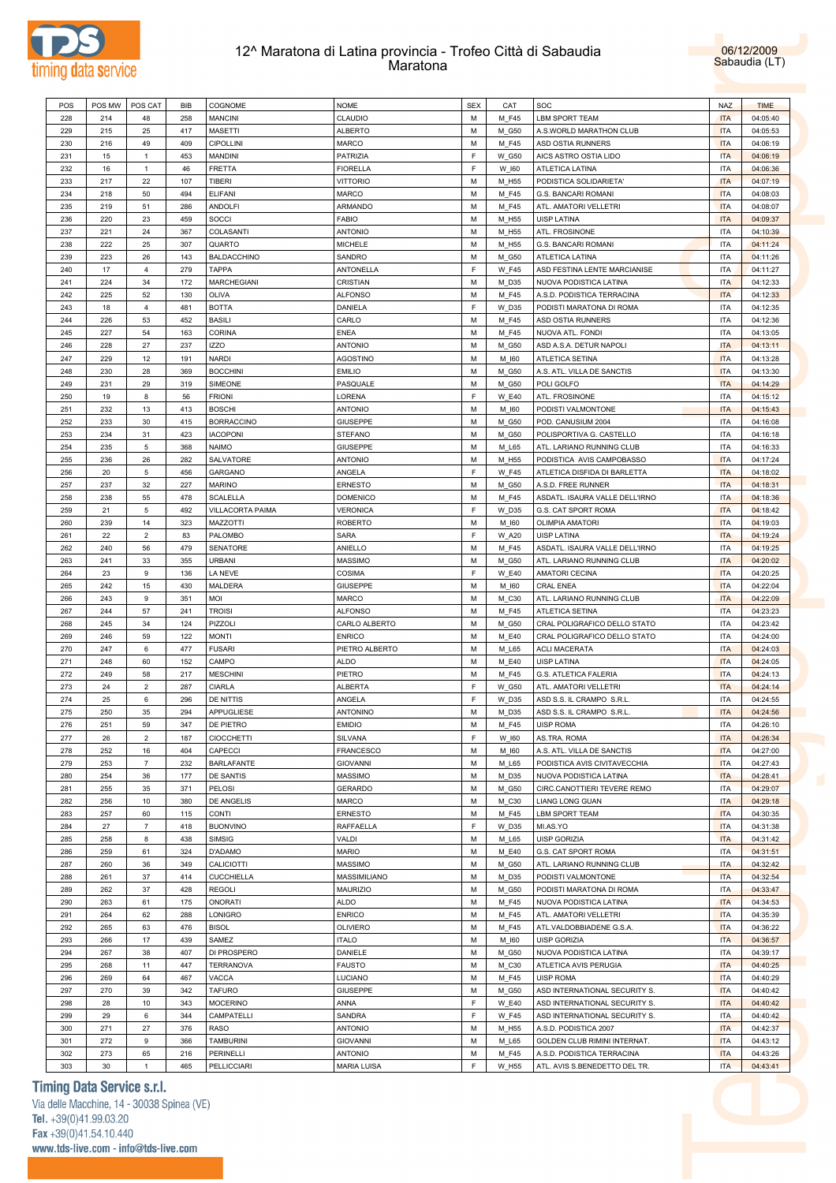# 12^ Maratona di Latina provincia - Trofeo Città di Sabaudia
## Maratona

06/12/2009
Sabaudia (LT)

| POS | POS MW | POS CAT | BIB | COGNOME | NOME | SEX | CAT | SOC | NAZ | TIME |
|---|---|---|---|---|---|---|---|---|---|---|
| 228 | 214 | 48 | 258 | MANCINI | CLAUDIO | M | M_F45 | LBM SPORT TEAM | ITA | 04:05:40 |
| 229 | 215 | 25 | 417 | MASETTI | ALBERTO | M | M_G50 | A.S.WORLD MARATHON CLUB | ITA | 04:05:53 |
| 230 | 216 | 49 | 409 | CIPOLLINI | MARCO | M | M_F45 | ASD OSTIA RUNNERS | ITA | 04:06:19 |
| 231 | 15 | 1 | 453 | MANDINI | PATRIZIA | F | W_G50 | AICS ASTRO OSTIA LIDO | ITA | 04:06:19 |
| 232 | 16 | 1 | 46 | FRETTA | FIORELLA | F | W_I60 | ATLETICA LATINA | ITA | 04:06:36 |
| 233 | 217 | 22 | 107 | TIBERI | VITTORIO | M | M_H55 | PODISTICA SOLIDARIETA' | ITA | 04:07:19 |
| 234 | 218 | 50 | 494 | ELIFANI | MARCO | M | M_F45 | G.S. BANCARI ROMANI | ITA | 04:08:03 |
| 235 | 219 | 51 | 286 | ANDOLFI | ARMANDO | M | M_F45 | ATL. AMATORI VELLETRI | ITA | 04:08:07 |
| 236 | 220 | 23 | 459 | SOCCI | FABIO | M | M_H55 | UISP LATINA | ITA | 04:09:37 |
| 237 | 221 | 24 | 367 | COLASANTI | ANTONIO | M | M_H55 | ATL. FROSINONE | ITA | 04:10:39 |
| 238 | 222 | 25 | 307 | QUARTO | MICHELE | M | M_H55 | G.S. BANCARI ROMANI | ITA | 04:11:24 |
| 239 | 223 | 26 | 143 | BALDACCHINO | SANDRO | M | M_G50 | ATLETICA LATINA | ITA | 04:11:26 |
| 240 | 17 | 4 | 279 | TAPPA | ANTONELLA | F | W_F45 | ASD FESTINA LENTE MARCIANISE | ITA | 04:11:27 |
| 241 | 224 | 34 | 172 | MARCHEGIANI | CRISTIAN | M | M_D35 | NUOVA PODISTICA LATINA | ITA | 04:12:33 |
| 242 | 225 | 52 | 130 | OLIVA | ALFONSO | M | M_F45 | A.S.D. PODISTICA TERRACINA | ITA | 04:12:33 |
| 243 | 18 | 4 | 481 | BOTTA | DANIELA | F | W_D35 | PODISTI MARATONA DI ROMA | ITA | 04:12:35 |
| 244 | 226 | 53 | 452 | BASILI | CARLO | M | M_F45 | ASD OSTIA RUNNERS | ITA | 04:12:36 |
| 245 | 227 | 54 | 163 | CORINA | ENEA | M | M_F45 | NUOVA ATL. FONDI | ITA | 04:13:05 |
| 246 | 228 | 27 | 237 | IZZO | ANTONIO | M | M_G50 | ASD A.S.A. DETUR NAPOLI | ITA | 04:13:11 |
| 247 | 229 | 12 | 191 | NARDI | AGOSTINO | M | M_I60 | ATLETICA SETINA | ITA | 04:13:28 |
| 248 | 230 | 28 | 369 | BOCCHINI | EMILIO | M | M_G50 | A.S. ATL. VILLA DE SANCTIS | ITA | 04:13:30 |
| 249 | 231 | 29 | 319 | SIMEONE | PASQUALE | M | M_G50 | POLI GOLFO | ITA | 04:14:29 |
| 250 | 19 | 8 | 56 | FRIONI | LORENA | F | W_E40 | ATL. FROSINONE | ITA | 04:15:12 |
| 251 | 232 | 13 | 413 | BOSCHI | ANTONIO | M | M_I60 | PODISTI VALMONTONE | ITA | 04:15:43 |
| 252 | 233 | 30 | 415 | BORRACCINO | GIUSEPPE | M | M_G50 | POD. CANUSIUM 2004 | ITA | 04:16:08 |
| 253 | 234 | 31 | 423 | IACOPONI | STEFANO | M | M_G50 | POLISPORTIVA G. CASTELLO | ITA | 04:16:18 |
| 254 | 235 | 5 | 368 | NAIMO | GIUSEPPE | M | M_L65 | ATL. LARIANO RUNNING CLUB | ITA | 04:16:33 |
| 255 | 236 | 26 | 282 | SALVATORE | ANTONIO | M | M_H55 | PODISTICA AVIS CAMPOBASSO | ITA | 04:17:24 |
| 256 | 20 | 5 | 456 | GARGANO | ANGELA | F | W_F45 | ATLETICA DISFIDA DI BARLETTA | ITA | 04:18:02 |
| 257 | 237 | 32 | 227 | MARINO | ERNESTO | M | M_G50 | A.S.D. FREE RUNNER | ITA | 04:18:31 |
| 258 | 238 | 55 | 478 | SCALELLA | DOMENICO | M | M_F45 | ASDATL. ISAURA VALLE DELL'IRNO | ITA | 04:18:36 |
| 259 | 21 | 5 | 492 | VILLACORTA PAIMA | VERONICA | F | W_D35 | G.S. CAT SPORT ROMA | ITA | 04:18:42 |
| 260 | 239 | 14 | 323 | MAZZOTTI | ROBERTO | M | M_I60 | OLIMPIA AMATORI | ITA | 04:19:03 |
| 261 | 22 | 2 | 83 | PALOMBO | SARA | F | W_A20 | UISP LATINA | ITA | 04:19:24 |
| 262 | 240 | 56 | 479 | SENATORE | ANIELLO | M | M_F45 | ASDATL. ISAURA VALLE DELL'IRNO | ITA | 04:19:25 |
| 263 | 241 | 33 | 355 | URBANI | MASSIMO | M | M_G50 | ATL. LARIANO RUNNING CLUB | ITA | 04:20:02 |
| 264 | 23 | 9 | 136 | LA NEVE | COSIMA | F | W_E40 | AMATORI CECINA | ITA | 04:20:25 |
| 265 | 242 | 15 | 430 | MALDERA | GIUSEPPE | M | M_I60 | CRAL ENEA | ITA | 04:22:04 |
| 266 | 243 | 9 | 351 | MOI | MARCO | M | M_C30 | ATL. LARIANO RUNNING CLUB | ITA | 04:22:09 |
| 267 | 244 | 57 | 241 | TROISI | ALFONSO | M | M_F45 | ATLETICA SETINA | ITA | 04:23:23 |
| 268 | 245 | 34 | 124 | PIZZOLI | CARLO ALBERTO | M | M_G50 | CRAL POLIGRAFICO DELLO STATO | ITA | 04:23:42 |
| 269 | 246 | 59 | 122 | MONTI | ENRICO | M | M_E40 | CRAL POLIGRAFICO DELLO STATO | ITA | 04:24:00 |
| 270 | 247 | 6 | 477 | FUSARI | PIETRO ALBERTO | M | M_L65 | ACLI MACERATA | ITA | 04:24:03 |
| 271 | 248 | 60 | 152 | CAMPO | ALDO | M | M_E40 | UISP LATINA | ITA | 04:24:05 |
| 272 | 249 | 58 | 217 | MESCHINI | PIETRO | M | M_F45 | G.S. ATLETICA FALERIA | ITA | 04:24:13 |
| 273 | 24 | 2 | 287 | CIARLA | ALBERTA | F | W_G50 | ATL. AMATORI VELLETRI | ITA | 04:24:14 |
| 274 | 25 | 6 | 296 | DE NITTIS | ANGELA | F | W_D35 | ASD S.S. IL CRAMPO S.R.L. | ITA | 04:24:55 |
| 275 | 250 | 35 | 294 | APPUGLIESE | ANTONINO | M | M_D35 | ASD S.S. IL CRAMPO S.R.L. | ITA | 04:24:56 |
| 276 | 251 | 59 | 347 | DE PIETRO | EMIDIO | M | M_F45 | UISP ROMA | ITA | 04:26:10 |
| 277 | 26 | 2 | 187 | CIOCCHETTI | SILVANA | F | W_I60 | AS.TRA. ROMA | ITA | 04:26:34 |
| 278 | 252 | 16 | 404 | CAPECCI | FRANCESCO | M | M_I60 | A.S. ATL. VILLA DE SANCTIS | ITA | 04:27:00 |
| 279 | 253 | 7 | 232 | BARLAFANTE | GIOVANNI | M | M_L65 | PODISTICA AVIS CIVITAVECCHIA | ITA | 04:27:43 |
| 280 | 254 | 36 | 177 | DE SANTIS | MASSIMO | M | M_D35 | NUOVA PODISTICA LATINA | ITA | 04:28:41 |
| 281 | 255 | 35 | 371 | PELOSI | GERARDO | M | M_G50 | CIRC.CANOTTIERI TEVERE REMO | ITA | 04:29:07 |
| 282 | 256 | 10 | 380 | DE ANGELIS | MARCO | M | M_C30 | LIANG LONG GUAN | ITA | 04:29:18 |
| 283 | 257 | 60 | 115 | CONTI | ERNESTO | M | M_F45 | LBM SPORT TEAM | ITA | 04:30:35 |
| 284 | 27 | 7 | 418 | BUONVINO | RAFFAELLA | F | W_D35 | MI.AS.YO | ITA | 04:31:38 |
| 285 | 258 | 8 | 438 | SIMSIG | VALDI | M | M_L65 | UISP GORIZIA | ITA | 04:31:42 |
| 286 | 259 | 61 | 324 | D'ADAMO | MARIO | M | M_E40 | G.S. CAT SPORT ROMA | ITA | 04:31:51 |
| 287 | 260 | 36 | 349 | CALICIOTTI | MASSIMO | M | M_G50 | ATL. LARIANO RUNNING CLUB | ITA | 04:32:42 |
| 288 | 261 | 37 | 414 | CUCCHIELLA | MASSIMILIANO | M | M_D35 | PODISTI VALMONTONE | ITA | 04:32:54 |
| 289 | 262 | 37 | 428 | REGOLI | MAURIZIO | M | M_G50 | PODISTI MARATONA DI ROMA | ITA | 04:33:47 |
| 290 | 263 | 61 | 175 | ONORATI | ALDO | M | M_F45 | NUOVA PODISTICA LATINA | ITA | 04:34:53 |
| 291 | 264 | 62 | 288 | LONIGRO | ENRICO | M | M_F45 | ATL. AMATORI VELLETRI | ITA | 04:35:39 |
| 292 | 265 | 63 | 476 | BISOL | OLIVIERO | M | M_F45 | ATL.VALDOBBIADENE G.S.A. | ITA | 04:36:22 |
| 293 | 266 | 17 | 439 | SAMEZ | ITALO | M | M_I60 | UISP GORIZIA | ITA | 04:36:57 |
| 294 | 267 | 38 | 407 | DI PROSPERO | DANIELE | M | M_G50 | NUOVA PODISTICA LATINA | ITA | 04:39:17 |
| 295 | 268 | 11 | 447 | TERRANOVA | FAUSTO | M | M_C30 | ATLETICA AVIS PERUGIA | ITA | 04:40:25 |
| 296 | 269 | 64 | 467 | VACCA | LUCIANO | M | M_F45 | UISP ROMA | ITA | 04:40:29 |
| 297 | 270 | 39 | 342 | TAFURO | GIUSEPPE | M | M_G50 | ASD INTERNATIONAL SECURITY S. | ITA | 04:40:42 |
| 298 | 28 | 10 | 343 | MOCERINO | ANNA | F | W_E40 | ASD INTERNATIONAL SECURITY S. | ITA | 04:40:42 |
| 299 | 29 | 6 | 344 | CAMPATELLI | SANDRA | F | W_F45 | ASD INTERNATIONAL SECURITY S. | ITA | 04:40:42 |
| 300 | 271 | 27 | 376 | RASO | ANTONIO | M | M_H55 | A.S.D. PODISTICA 2007 | ITA | 04:42:37 |
| 301 | 272 | 9 | 366 | TAMBURINI | GIOVANNI | M | M_L65 | GOLDEN CLUB RIMINI INTERNAT. | ITA | 04:43:12 |
| 302 | 273 | 65 | 216 | PERINELLI | ANTONIO | M | M_F45 | A.S.D. PODISTICA TERRACINA | ITA | 04:43:26 |
| 303 | 30 | 1 | 465 | PELLICCIARI | MARIA LUISA | F | W_H55 | ATL. AVIS S.BENEDETTO DEL TR. | ITA | 04:43:41 |

**Timing Data Service s.r.l.**
Via delle Macchine, 14 - 30038 Spinea (VE)
Tel. +39(0)41.99.03.20
Fax +39(0)41.54.10.440
www.tds-live.com - info@tds-live.com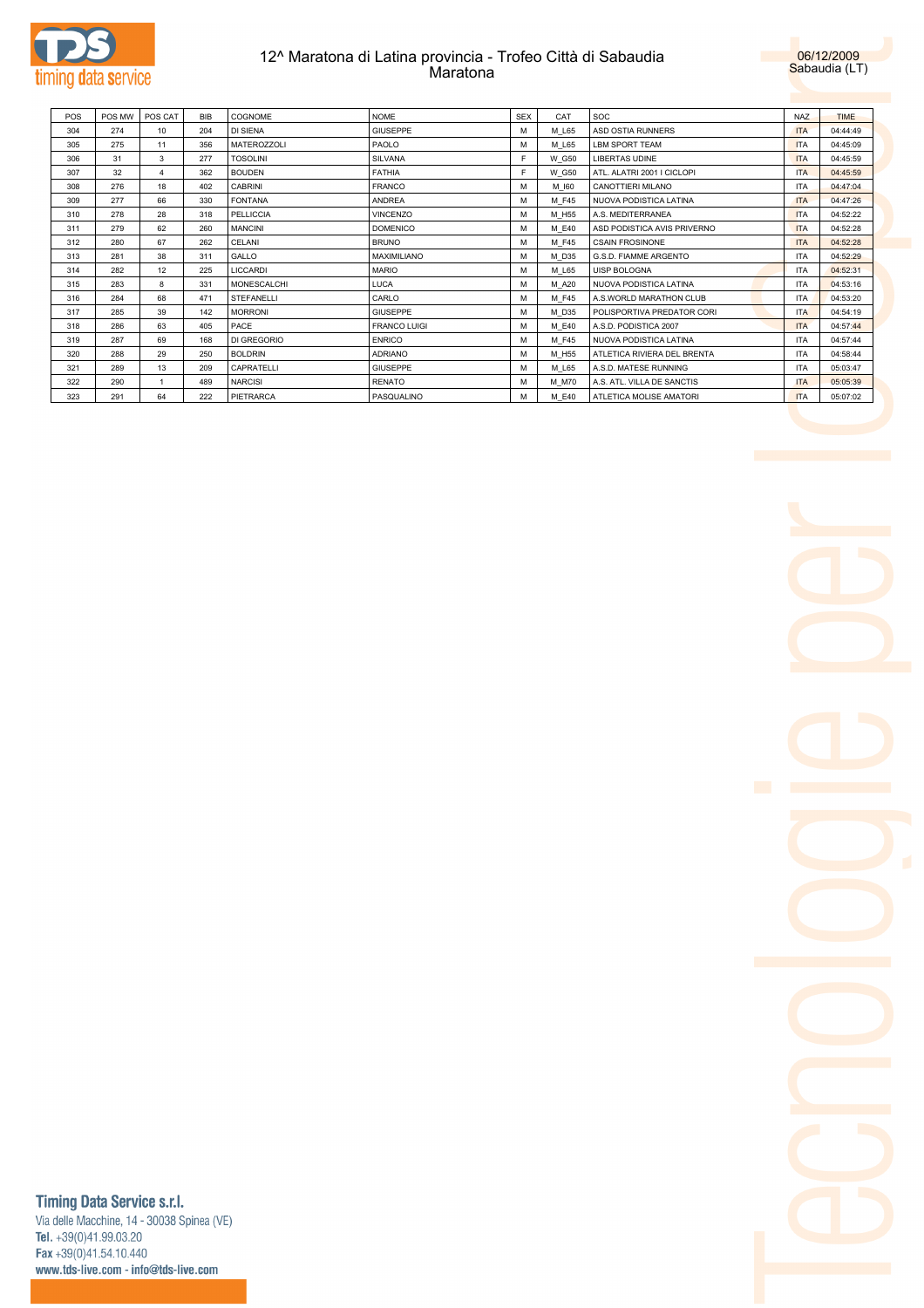# 12^ Maratona di Latina provincia - Trofeo Città di Sabaudia
## Maratona

06/12/2009
Sabaudia (LT)

| POS | POS MW | POS CAT | BIB | COGNOME | NOME | SEX | CAT | SOC | NAZ | TIME |
|---|---|---|---|---|---|---|---|---|---|---|
| 304 | 274 | 10 | 204 | DI SIENA | GIUSEPPE | M | M_L65 | ASD OSTIA RUNNERS | ITA | 04:44:49 |
| 305 | 275 | 11 | 356 | MATEROZZOLI | PAOLO | M | M_L65 | LBM SPORT TEAM | ITA | 04:45:09 |
| 306 | 31 | 3 | 277 | TOSOLINI | SILVANA | F | W_G50 | LIBERTAS UDINE | ITA | 04:45:59 |
| 307 | 32 | 4 | 362 | BOUDEN | FATHIA | F | W_G50 | ATL. ALATRI 2001 I CICLOPI | ITA | 04:45:59 |
| 308 | 276 | 18 | 402 | CABRINI | FRANCO | M | M_I60 | CANOTTIERI MILANO | ITA | 04:47:04 |
| 309 | 277 | 66 | 330 | FONTANA | ANDREA | M | M_F45 | NUOVA PODISTICA LATINA | ITA | 04:47:26 |
| 310 | 278 | 28 | 318 | PELLICCIA | VINCENZO | M | M_H55 | A.S. MEDITERRANEA | ITA | 04:52:22 |
| 311 | 279 | 62 | 260 | MANCINI | DOMENICO | M | M_E40 | ASD PODISTICA AVIS PRIVERNO | ITA | 04:52:28 |
| 312 | 280 | 67 | 262 | CELANI | BRUNO | M | M_F45 | CSAIN FROSINONE | ITA | 04:52:28 |
| 313 | 281 | 38 | 311 | GALLO | MAXIMILIANO | M | M_D35 | G.S.D. FIAMME ARGENTO | ITA | 04:52:29 |
| 314 | 282 | 12 | 225 | LICCARDI | MARIO | M | M_L65 | UISP BOLOGNA | ITA | 04:52:31 |
| 315 | 283 | 8 | 331 | MONESCALCHI | LUCA | M | M_A20 | NUOVA PODISTICA LATINA | ITA | 04:53:16 |
| 316 | 284 | 68 | 471 | STEFANELLI | CARLO | M | M_F45 | A.S.WORLD MARATHON CLUB | ITA | 04:53:20 |
| 317 | 285 | 39 | 142 | MORRONI | GIUSEPPE | M | M_D35 | POLISPORTIVA PREDATOR CORI | ITA | 04:54:19 |
| 318 | 286 | 63 | 405 | PACE | FRANCO LUIGI | M | M_E40 | A.S.D. PODISTICA 2007 | ITA | 04:57:44 |
| 319 | 287 | 69 | 168 | DI GREGORIO | ENRICO | M | M_F45 | NUOVA PODISTICA LATINA | ITA | 04:57:44 |
| 320 | 288 | 29 | 250 | BOLDRIN | ADRIANO | M | M_H55 | ATLETICA RIVIERA DEL BRENTA | ITA | 04:58:44 |
| 321 | 289 | 13 | 209 | CAPRATELLI | GIUSEPPE | M | M_L65 | A.S.D. MATESE RUNNING | ITA | 05:03:47 |
| 322 | 290 | 1 | 489 | NARCISI | RENATO | M | M_M70 | A.S. ATL. VILLA DE SANCTIS | ITA | 05:05:39 |
| 323 | 291 | 64 | 222 | PIETRARCA | PASQUALINO | M | M_E40 | ATLETICA MOLISE AMATORI | ITA | 05:07:02 |

**Timing Data Service s.r.l.**
Via delle Macchine, 14 - 30038 Spinea (VE)
**Tel.** +39(0)41.99.03.20
**Fax** +39(0)41.54.10.440
**www.tds-live.com - info@tds-live.com**